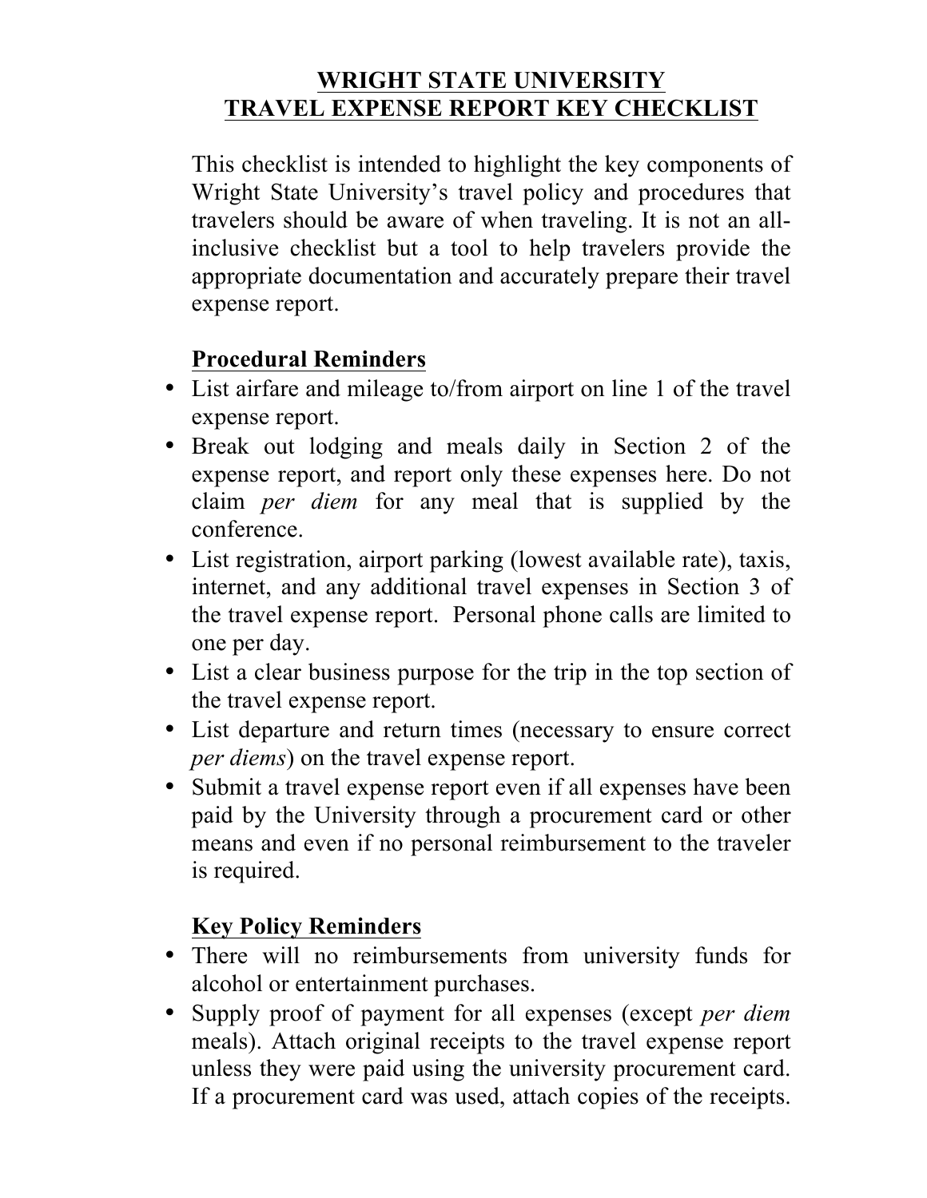# WRIGHT STATE UNIVERSITY
# TRAVEL EXPENSE REPORT KEY CHECKLIST

This checklist is intended to highlight the key components of Wright State University's travel policy and procedures that travelers should be aware of when traveling. It is not an all-inclusive checklist but a tool to help travelers provide the appropriate documentation and accurately prepare their travel expense report.

## Procedural Reminders

- List airfare and mileage to/from airport on line 1 of the travel expense report.
- Break out lodging and meals daily in Section 2 of the expense report, and report only these expenses here. Do not claim *per diem* for any meal that is supplied by the conference.
- List registration, airport parking (lowest available rate), taxis, internet, and any additional travel expenses in Section 3 of the travel expense report. Personal phone calls are limited to one per day.
- List a clear business purpose for the trip in the top section of the travel expense report.
- List departure and return times (necessary to ensure correct *per diems*) on the travel expense report.
- Submit a travel expense report even if all expenses have been paid by the University through a procurement card or other means and even if no personal reimbursement to the traveler is required.

## Key Policy Reminders

- There will no reimbursements from university funds for alcohol or entertainment purchases.
- Supply proof of payment for all expenses (except *per diem* meals). Attach original receipts to the travel expense report unless they were paid using the university procurement card. If a procurement card was used, attach copies of the receipts.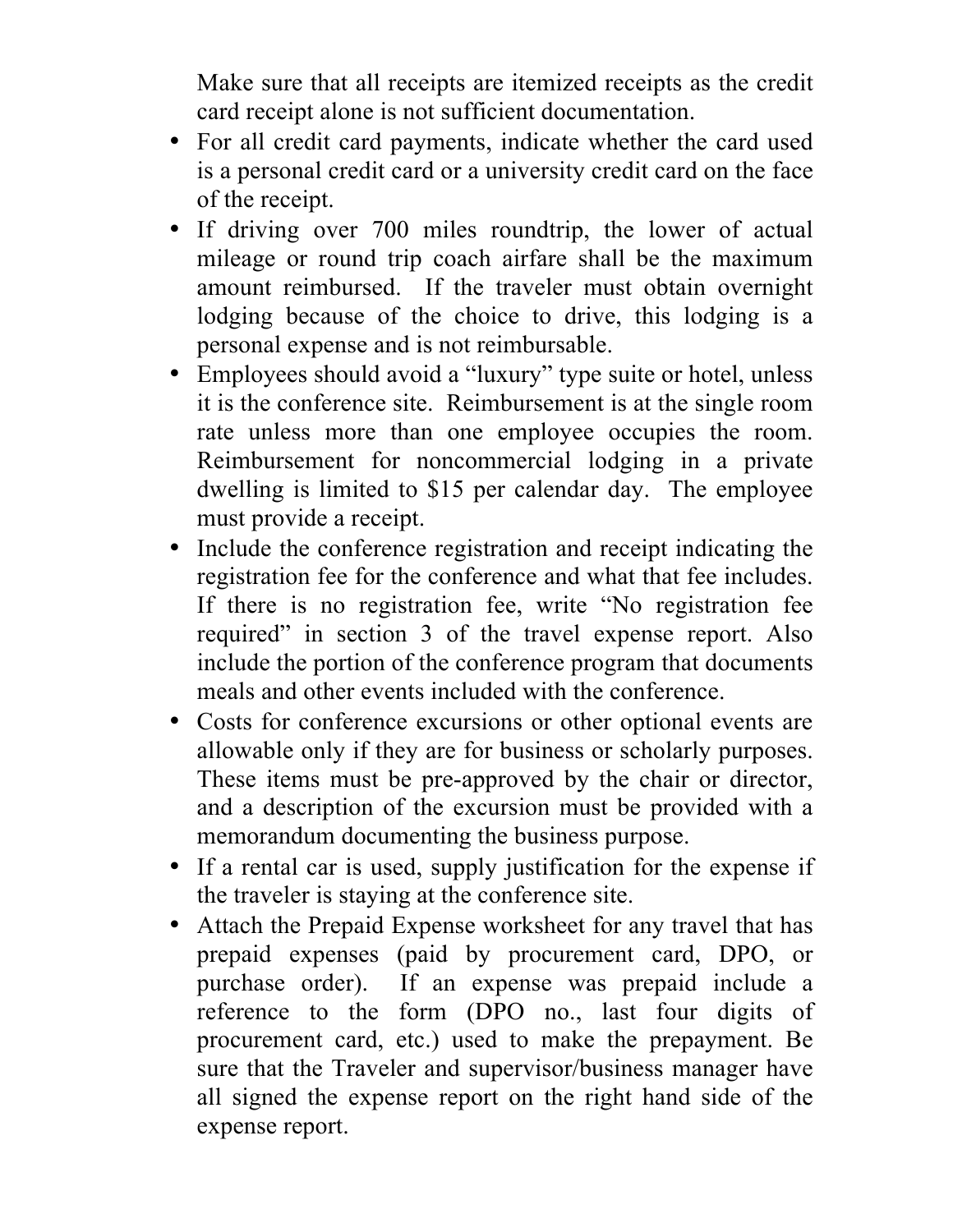Make sure that all receipts are itemized receipts as the credit card receipt alone is not sufficient documentation.

- For all credit card payments, indicate whether the card used is a personal credit card or a university credit card on the face of the receipt.
- If driving over 700 miles roundtrip, the lower of actual mileage or round trip coach airfare shall be the maximum amount reimbursed. If the traveler must obtain overnight lodging because of the choice to drive, this lodging is a personal expense and is not reimbursable.
- Employees should avoid a "luxury" type suite or hotel, unless it is the conference site. Reimbursement is at the single room rate unless more than one employee occupies the room. Reimbursement for noncommercial lodging in a private dwelling is limited to $15 per calendar day. The employee must provide a receipt.
- Include the conference registration and receipt indicating the registration fee for the conference and what that fee includes. If there is no registration fee, write "No registration fee required" in section 3 of the travel expense report. Also include the portion of the conference program that documents meals and other events included with the conference.
- Costs for conference excursions or other optional events are allowable only if they are for business or scholarly purposes. These items must be pre-approved by the chair or director, and a description of the excursion must be provided with a memorandum documenting the business purpose.
- If a rental car is used, supply justification for the expense if the traveler is staying at the conference site.
- Attach the Prepaid Expense worksheet for any travel that has prepaid expenses (paid by procurement card, DPO, or purchase order). If an expense was prepaid include a reference to the form (DPO no., last four digits of procurement card, etc.) used to make the prepayment. Be sure that the Traveler and supervisor/business manager have all signed the expense report on the right hand side of the expense report.